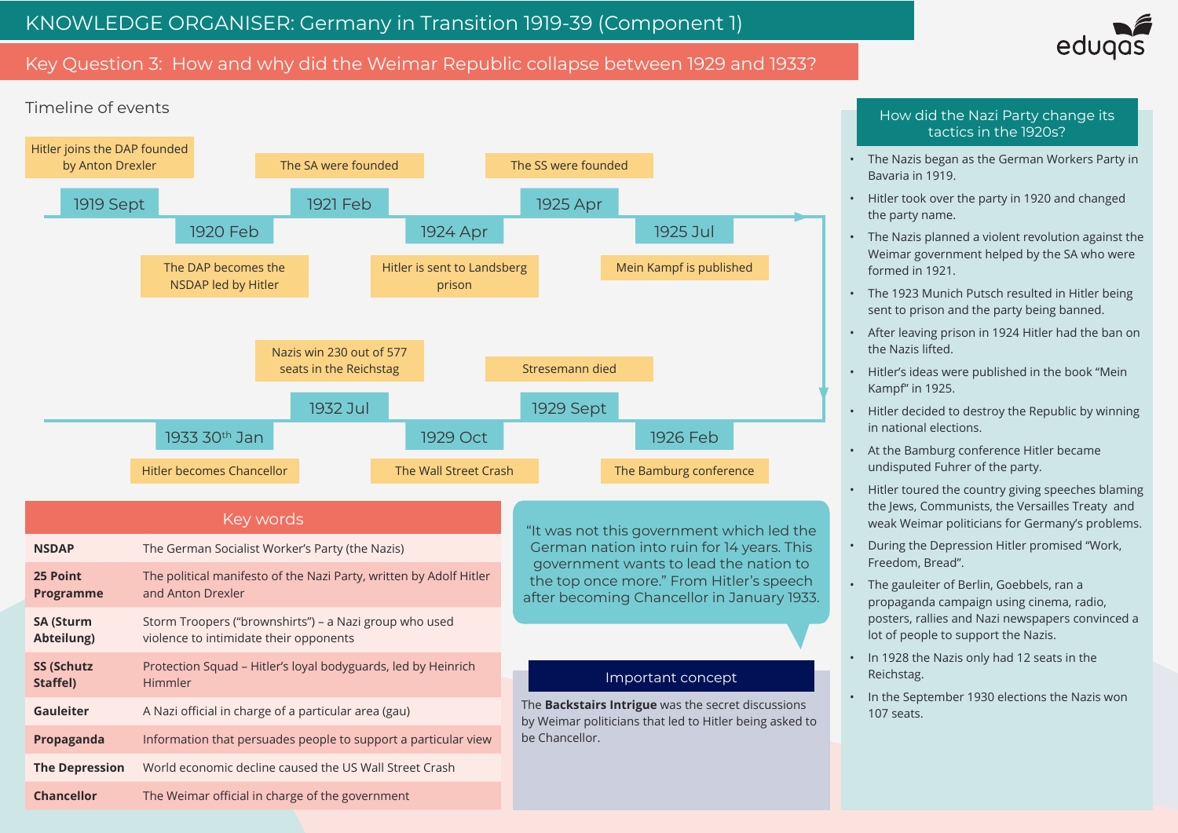# KNOWLEDGE ORGANISER: Germany in Transition 1919-39 (Component 1)

## Key Question 3: How and why did the Weimar Republic collapse between 1929 and 1933?

### Timeline of events

- **1919 Sept** – Hitler joins the DAP founded by Anton Drexler
- **1920 Feb** – The DAP becomes the NSDAP led by Hitler
- **1921 Feb** – The SA were founded
- **1924 Apr** – Hitler is sent to Landsberg prison
- **1925 Apr** – The SS were founded
- **1925 Jul** – Mein Kampf is published
- **1926 Feb** – The Bamburg conference
- **1929 Sept** – Stresemann died
- **1929 Oct** – The Wall Street Crash
- **1932 Jul** – Nazis win 230 out of 577 seats in the Reichstag
- **1933 30th Jan** – Hitler becomes Chancellor

### Key words

| Term | Definition |
|---|---|
| **NSDAP** | The German Socialist Worker's Party (the Nazis) |
| **25 Point Programme** | The political manifesto of the Nazi Party, written by Adolf Hitler and Anton Drexler |
| **SA (Sturm Abteilung)** | Storm Troopers ("brownshirts") – a Nazi group who used violence to intimidate their opponents |
| **SS (Schutz Staffel)** | Protection Squad – Hitler's loyal bodyguards, led by Heinrich Himmler |
| **Gauleiter** | A Nazi official in charge of a particular area (gau) |
| **Propaganda** | Information that persuades people to support a particular view |
| **The Depression** | World economic decline caused the US Wall Street Crash |
| **Chancellor** | The Weimar official in charge of the government |

"It was not this government which led the German nation into ruin for 14 years. This government wants to lead the nation to the top once more." From Hitler's speech after becoming Chancellor in January 1933.

### Important concept

The **Backstairs Intrigue** was the secret discussions by Weimar politicians that led to Hitler being asked to be Chancellor.

### How did the Nazi Party change its tactics in the 1920s?

- The Nazis began as the German Workers Party in Bavaria in 1919.
- Hitler took over the party in 1920 and changed the party name.
- The Nazis planned a violent revolution against the Weimar government helped by the SA who were formed in 1921.
- The 1923 Munich Putsch resulted in Hitler being sent to prison and the party being banned.
- After leaving prison in 1924 Hitler had the ban on the Nazis lifted.
- Hitler's ideas were published in the book "Mein Kampf" in 1925.
- Hitler decided to destroy the Republic by winning in national elections.
- At the Bamburg conference Hitler became undisputed Fuhrer of the party.
- Hitler toured the country giving speeches blaming the Jews, Communists, the Versailles Treaty and weak Weimar politicians for Germany's problems.
- During the Depression Hitler promised "Work, Freedom, Bread".
- The gauleiter of Berlin, Goebbels, ran a propaganda campaign using cinema, radio, posters, rallies and Nazi newspapers convinced a lot of people to support the Nazis.
- In 1928 the Nazis only had 12 seats in the Reichstag.
- In the September 1930 elections the Nazis won 107 seats.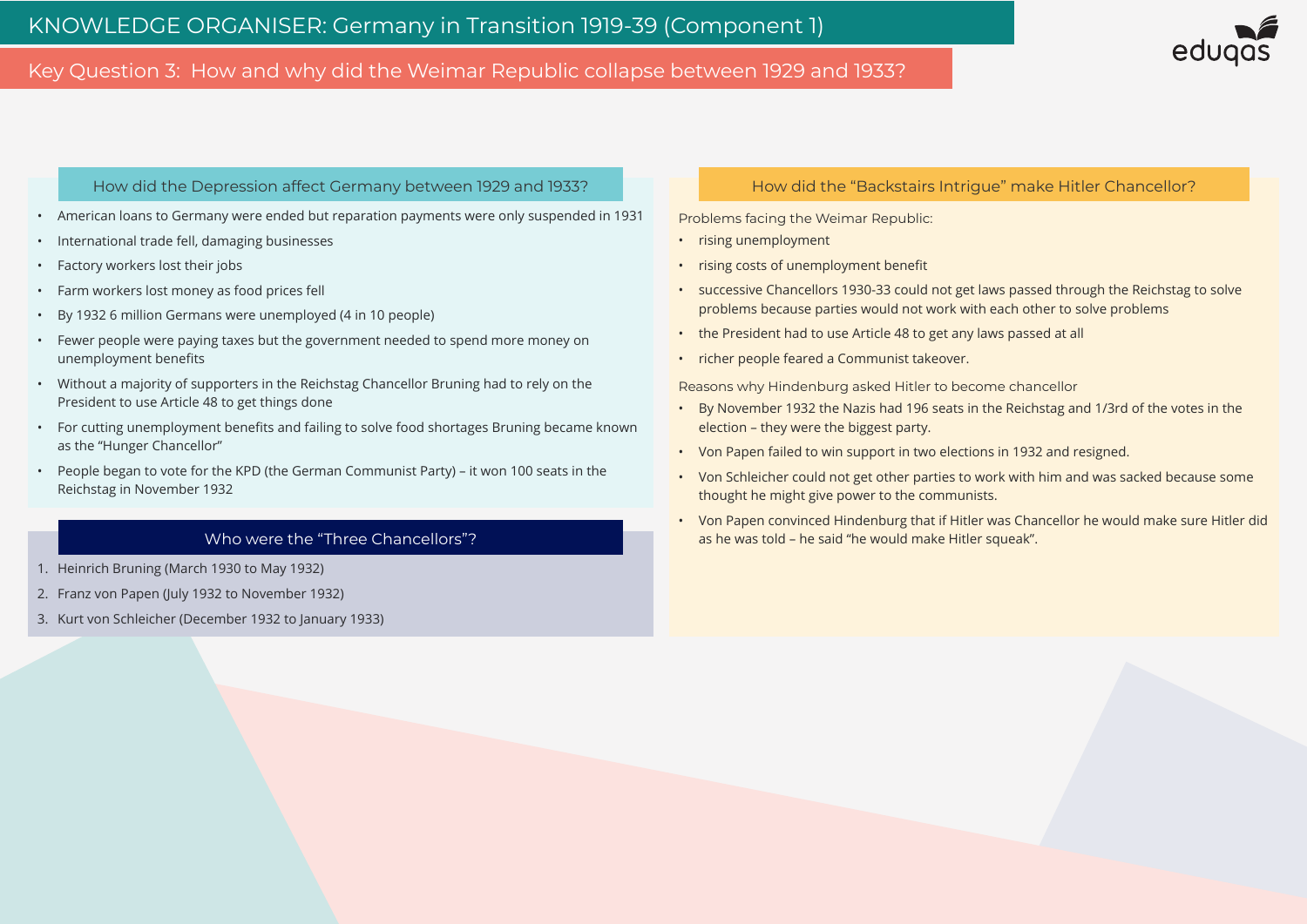# KNOWLEDGE ORGANISER: Germany in Transition 1919-39 (Component 1)

## Key Question 3: How and why did the Weimar Republic collapse between 1929 and 1933?

### How did the Depression affect Germany between 1929 and 1933?

- American loans to Germany were ended but reparation payments were only suspended in 1931
- International trade fell, damaging businesses
- Factory workers lost their jobs
- Farm workers lost money as food prices fell
- By 1932 6 million Germans were unemployed (4 in 10 people)
- Fewer people were paying taxes but the government needed to spend more money on unemployment benefits
- Without a majority of supporters in the Reichstag Chancellor Bruning had to rely on the President to use Article 48 to get things done
- For cutting unemployment benefits and failing to solve food shortages Bruning became known as the "Hunger Chancellor"
- People began to vote for the KPD (the German Communist Party) – it won 100 seats in the Reichstag in November 1932

### Who were the "Three Chancellors"?

1. Heinrich Bruning (March 1930 to May 1932)
2. Franz von Papen (July 1932 to November 1932)
3. Kurt von Schleicher (December 1932 to January 1933)

### How did the "Backstairs Intrigue" make Hitler Chancellor?

Problems facing the Weimar Republic:

- rising unemployment
- rising costs of unemployment benefit
- successive Chancellors 1930-33 could not get laws passed through the Reichstag to solve problems because parties would not work with each other to solve problems
- the President had to use Article 48 to get any laws passed at all
- richer people feared a Communist takeover.

Reasons why Hindenburg asked Hitler to become chancellor

- By November 1932 the Nazis had 196 seats in the Reichstag and 1/3rd of the votes in the election – they were the biggest party.
- Von Papen failed to win support in two elections in 1932 and resigned.
- Von Schleicher could not get other parties to work with him and was sacked because some thought he might give power to the communists.
- Von Papen convinced Hindenburg that if Hitler was Chancellor he would make sure Hitler did as he was told – he said "he would make Hitler squeak".